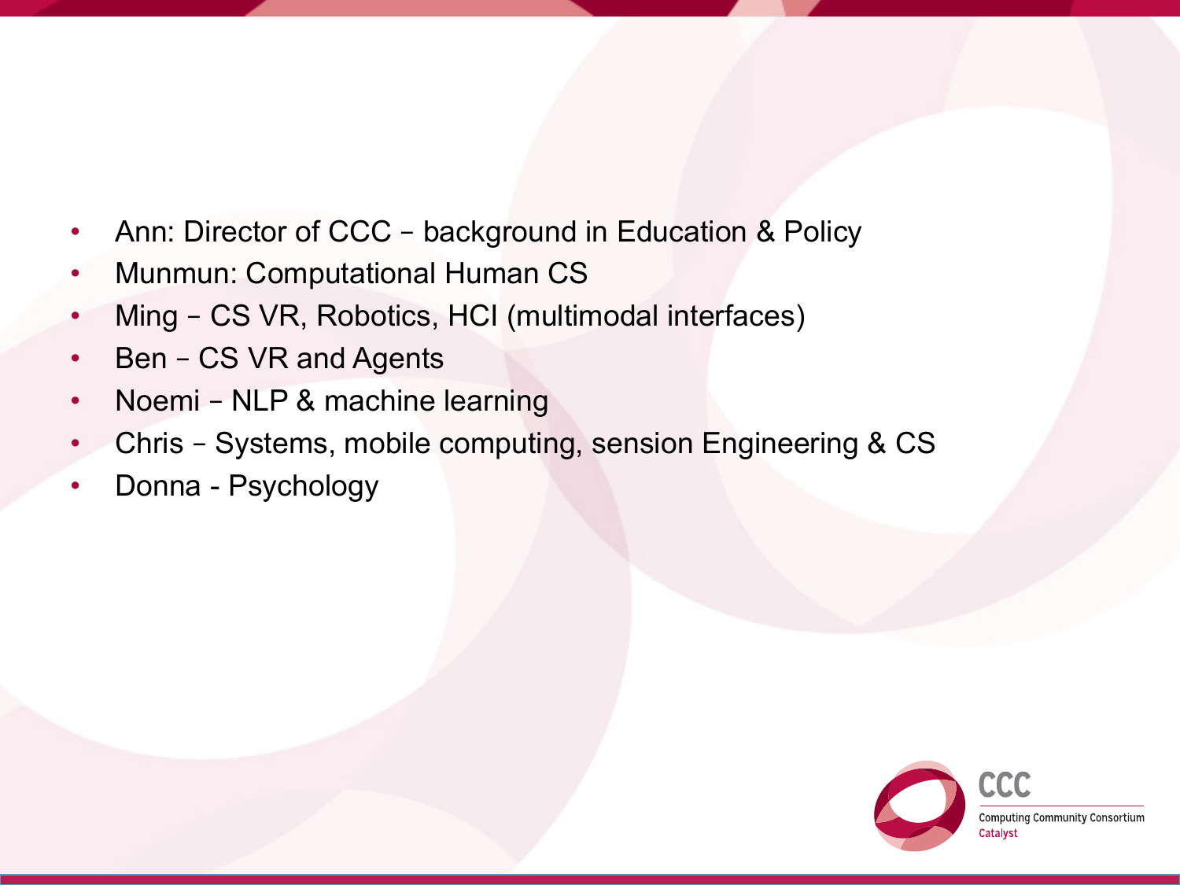- Ann: Director of CCC – background in Education & Policy
- Munmun: Computational Human CS
- Ming – CS VR, Robotics, HCI (multimodal interfaces)
- Ben – CS VR and Agents
- Noemi – NLP & machine learning
- Chris – Systems, mobile computing, sension Engineering & CS
- Donna - Psychology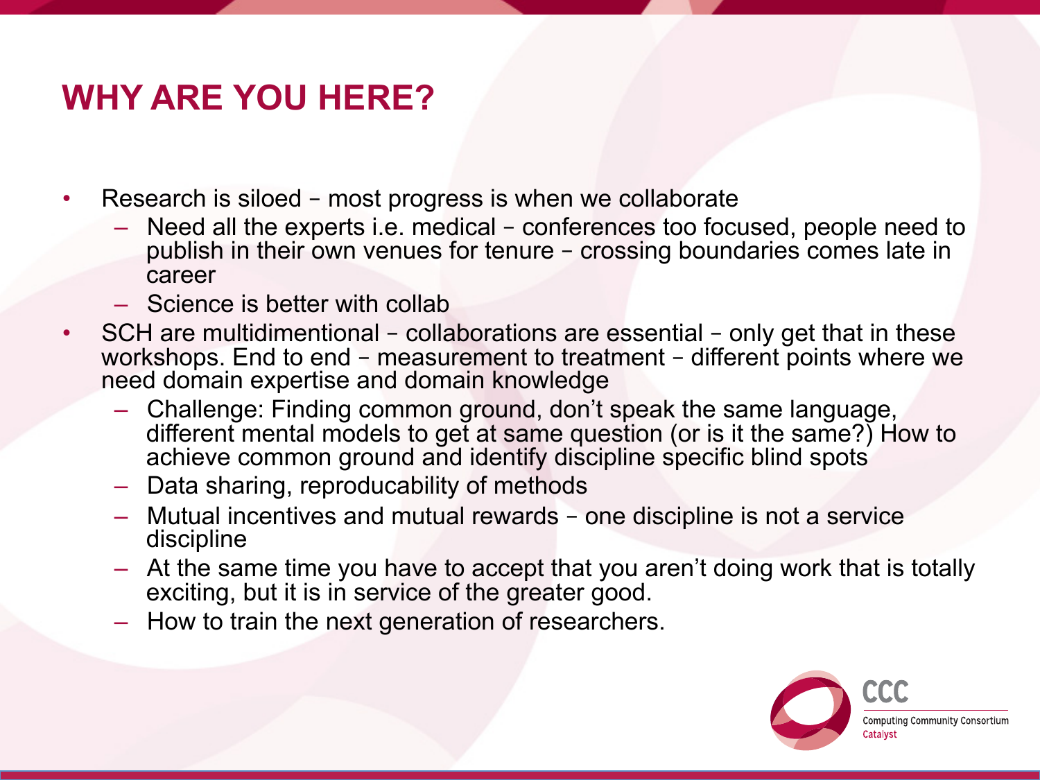# WHY ARE YOU HERE?

- Research is siloed – most progress is when we collaborate
  - Need all the experts i.e. medical – conferences too focused, people need to publish in their own venues for tenure – crossing boundaries comes late in career
  - Science is better with collab
- SCH are multidimentional – collaborations are essential – only get that in these workshops. End to end – measurement to treatment – different points where we need domain expertise and domain knowledge
  - Challenge: Finding common ground, don't speak the same language, different mental models to get at same question (or is it the same?) How to achieve common ground and identify discipline specific blind spots
  - Data sharing, reproducability of methods
  - Mutual incentives and mutual rewards – one discipline is not a service discipline
  - At the same time you have to accept that you aren't doing work that is totally exciting, but it is in service of the greater good.
  - How to train the next generation of researchers.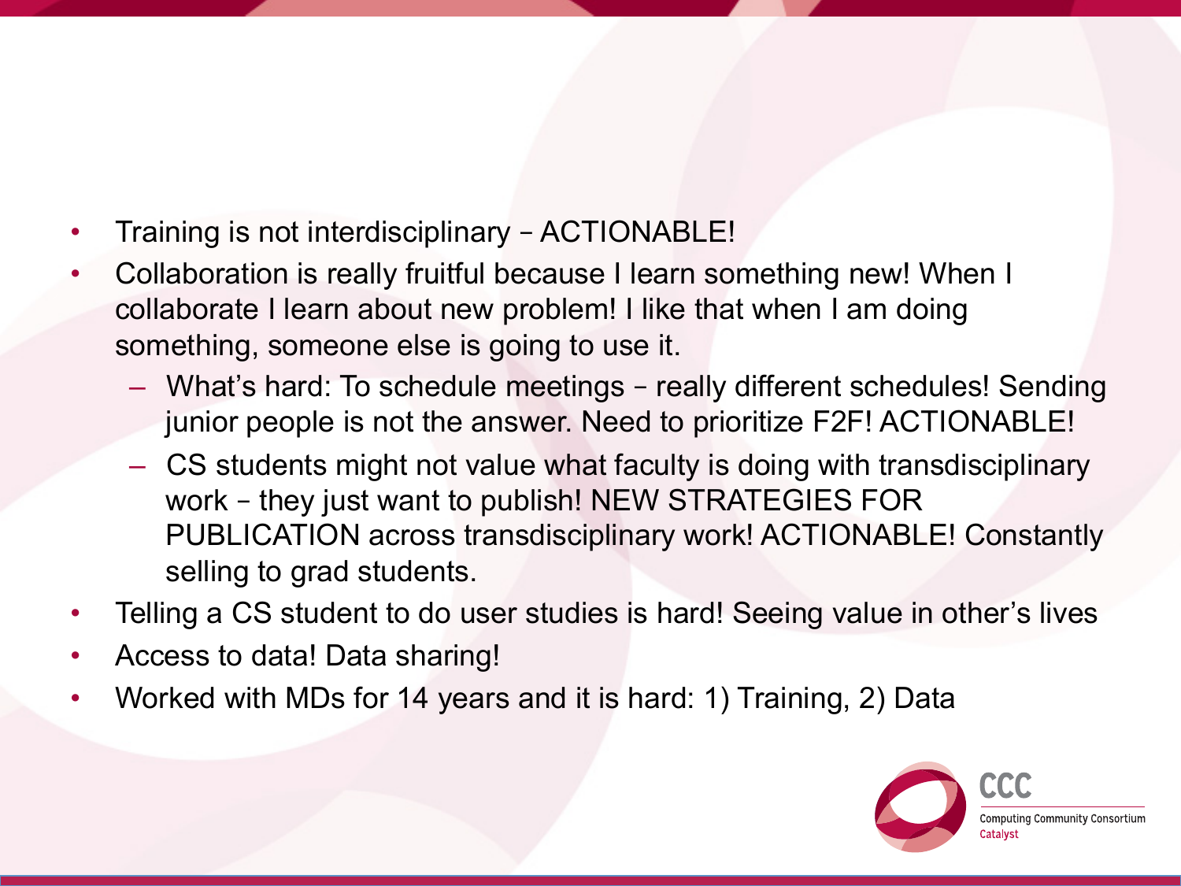- Training is not interdisciplinary – ACTIONABLE!
- Collaboration is really fruitful because I learn something new! When I collaborate I learn about new problem! I like that when I am doing something, someone else is going to use it.
  - What's hard: To schedule meetings – really different schedules! Sending junior people is not the answer. Need to prioritize F2F! ACTIONABLE!
  - CS students might not value what faculty is doing with transdisciplinary work – they just want to publish! NEW STRATEGIES FOR PUBLICATION across transdisciplinary work! ACTIONABLE! Constantly selling to grad students.
- Telling a CS student to do user studies is hard! Seeing value in other's lives
- Access to data! Data sharing!
- Worked with MDs for 14 years and it is hard: 1) Training, 2) Data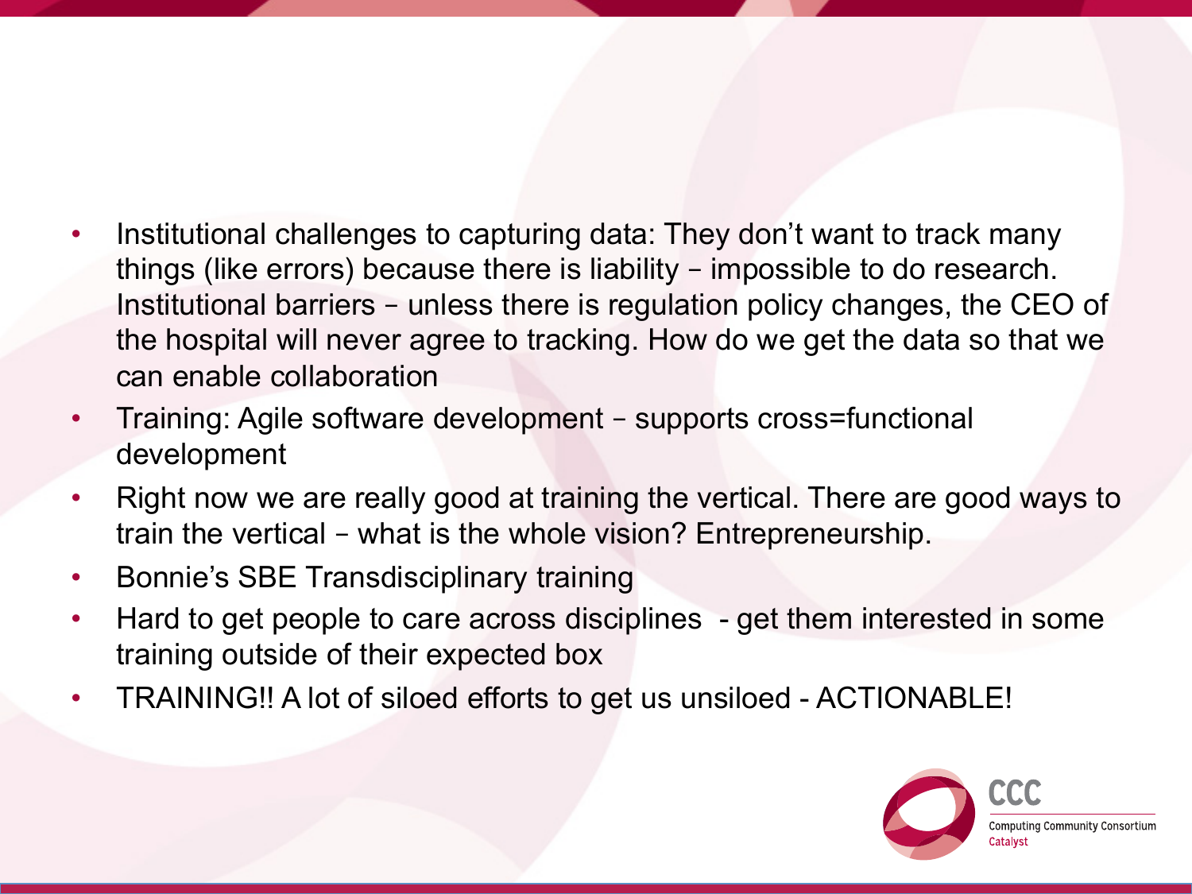- Institutional challenges to capturing data: They don't want to track many things (like errors) because there is liability – impossible to do research. Institutional barriers – unless there is regulation policy changes, the CEO of the hospital will never agree to tracking. How do we get the data so that we can enable collaboration
- Training: Agile software development – supports cross=functional development
- Right now we are really good at training the vertical. There are good ways to train the vertical – what is the whole vision? Entrepreneurship.
- Bonnie's SBE Transdisciplinary training
- Hard to get people to care across disciplines - get them interested in some training outside of their expected box
- TRAINING!! A lot of siloed efforts to get us unsiloed - ACTIONABLE!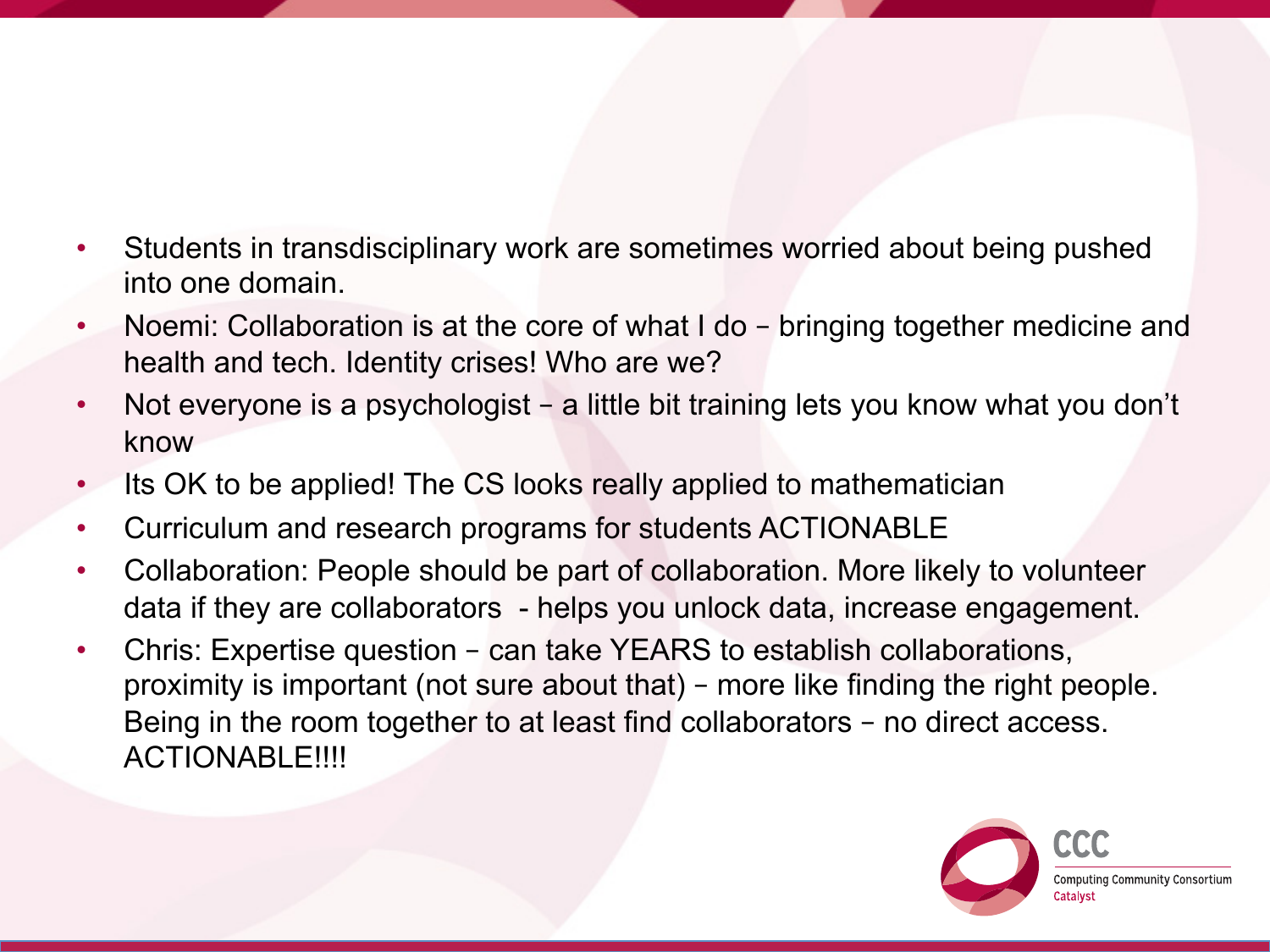- Students in transdisciplinary work are sometimes worried about being pushed into one domain.
- Noemi: Collaboration is at the core of what I do – bringing together medicine and health and tech. Identity crises! Who are we?
- Not everyone is a psychologist – a little bit training lets you know what you don't know
- Its OK to be applied! The CS looks really applied to mathematician
- Curriculum and research programs for students ACTIONABLE
- Collaboration: People should be part of collaboration. More likely to volunteer data if they are collaborators - helps you unlock data, increase engagement.
- Chris: Expertise question – can take YEARS to establish collaborations, proximity is important (not sure about that) – more like finding the right people. Being in the room together to at least find collaborators – no direct access. ACTIONABLE!!!!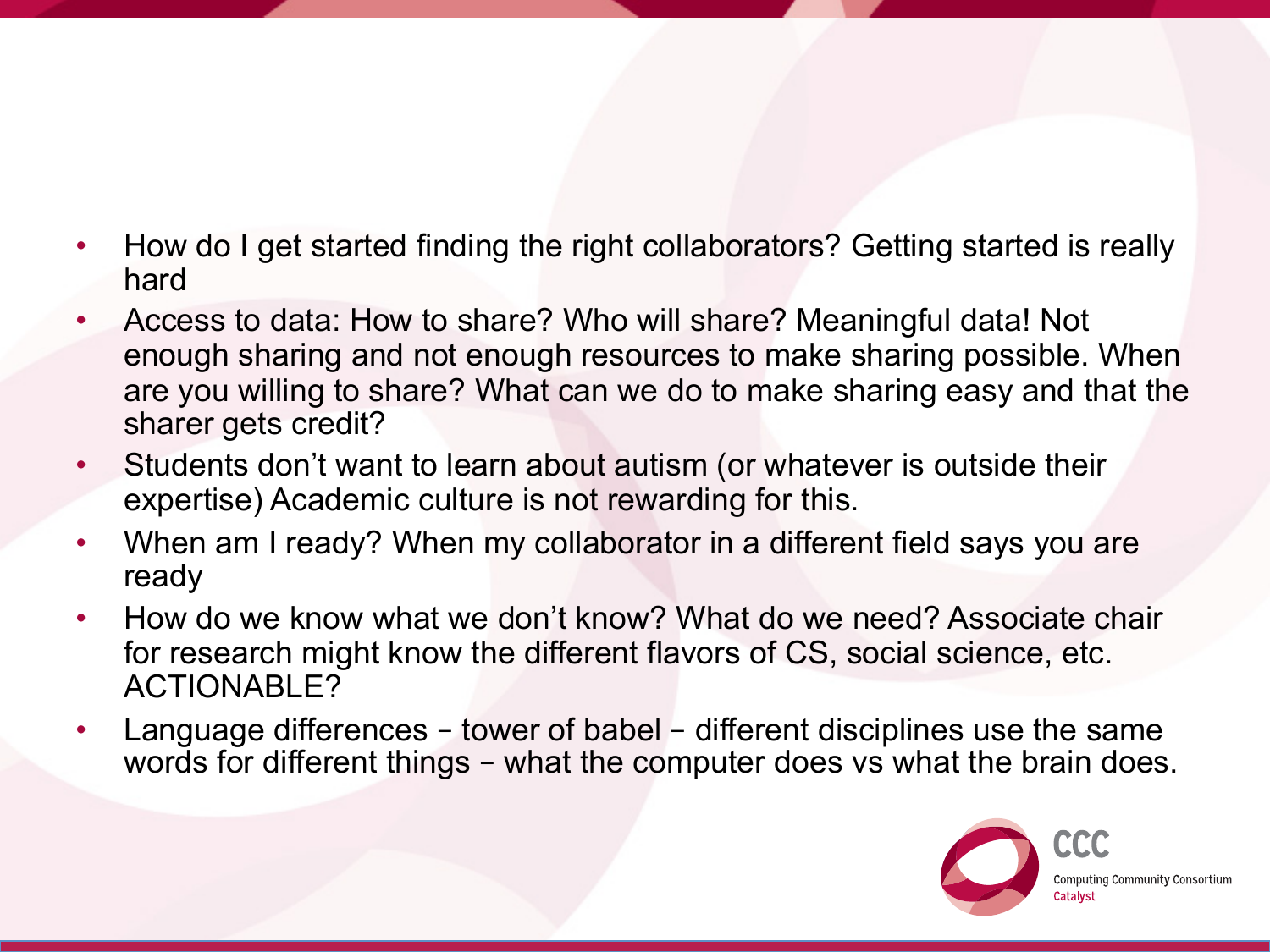- How do I get started finding the right collaborators? Getting started is really hard
- Access to data: How to share? Who will share? Meaningful data! Not enough sharing and not enough resources to make sharing possible. When are you willing to share? What can we do to make sharing easy and that the sharer gets credit?
- Students don't want to learn about autism (or whatever is outside their expertise) Academic culture is not rewarding for this.
- When am I ready? When my collaborator in a different field says you are ready
- How do we know what we don't know? What do we need? Associate chair for research might know the different flavors of CS, social science, etc. ACTIONABLE?
- Language differences – tower of babel – different disciplines use the same words for different things – what the computer does vs what the brain does.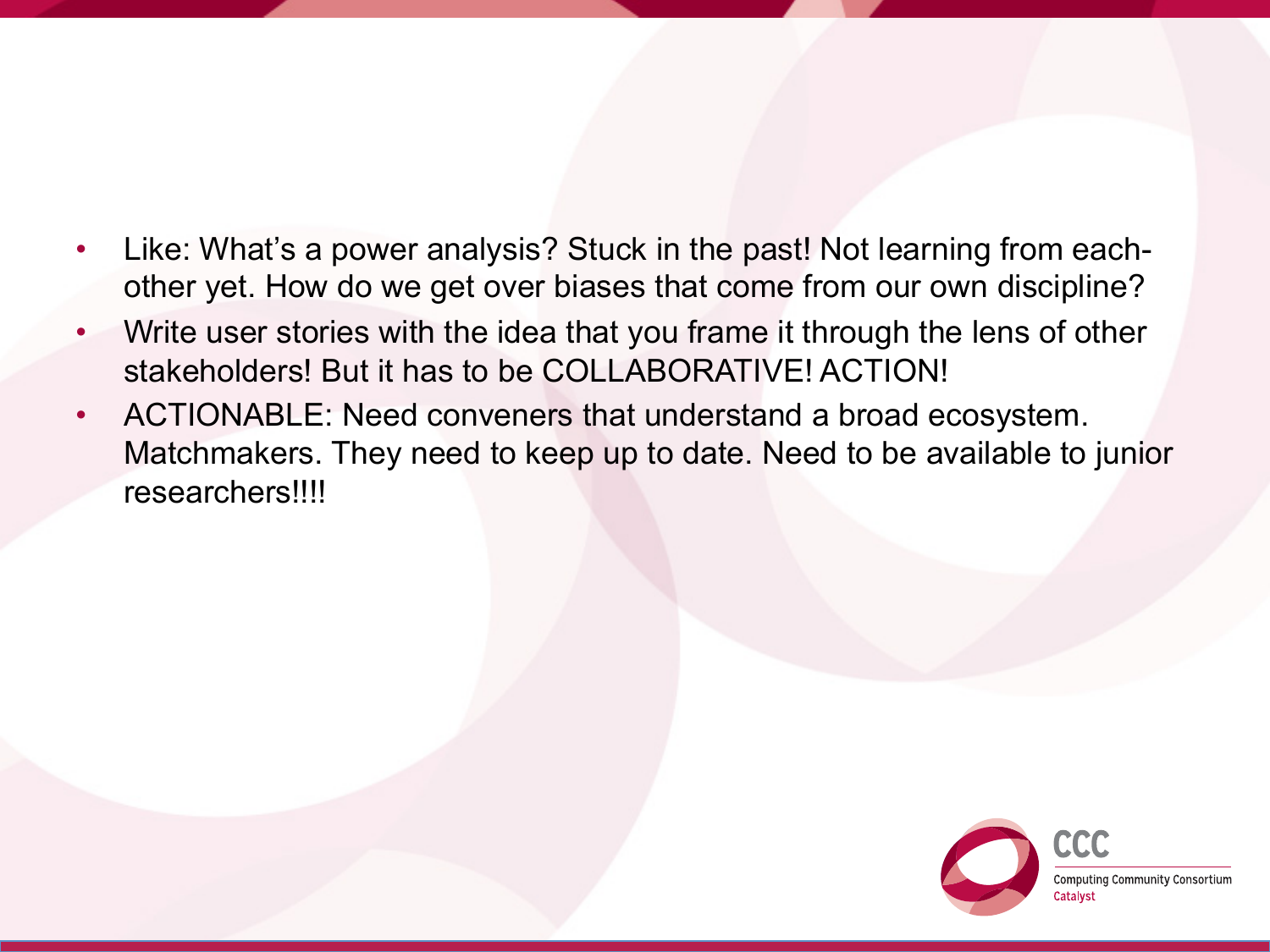- Like: What's a power analysis? Stuck in the past! Not learning from each-other yet. How do we get over biases that come from our own discipline?
- Write user stories with the idea that you frame it through the lens of other stakeholders! But it has to be COLLABORATIVE! ACTION!
- ACTIONABLE: Need conveners that understand a broad ecosystem. Matchmakers. They need to keep up to date. Need to be available to junior researchers!!!!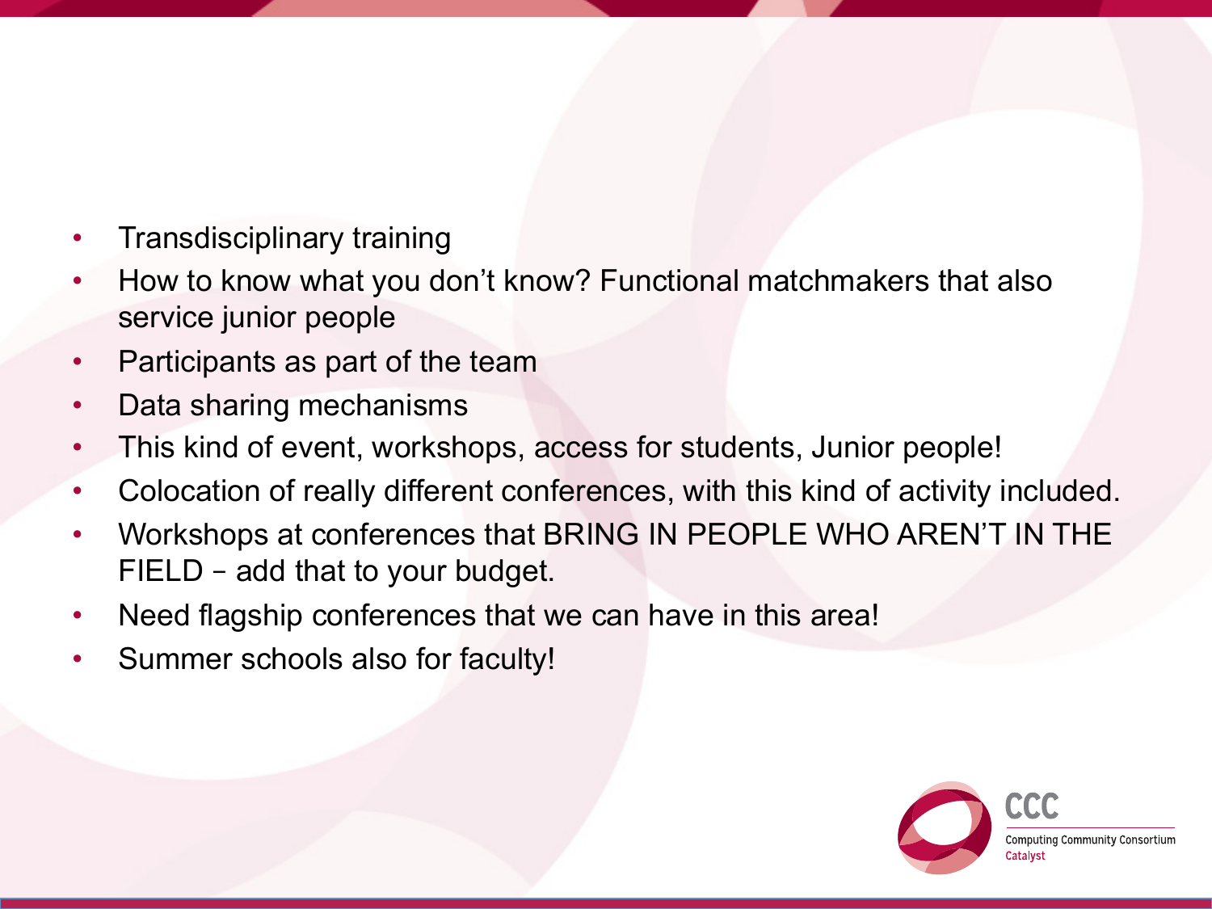- Transdisciplinary training
- How to know what you don't know? Functional matchmakers that also service junior people
- Participants as part of the team
- Data sharing mechanisms
- This kind of event, workshops, access for students, Junior people!
- Colocation of really different conferences, with this kind of activity included.
- Workshops at conferences that BRING IN PEOPLE WHO AREN'T IN THE FIELD – add that to your budget.
- Need flagship conferences that we can have in this area!
- Summer schools also for faculty!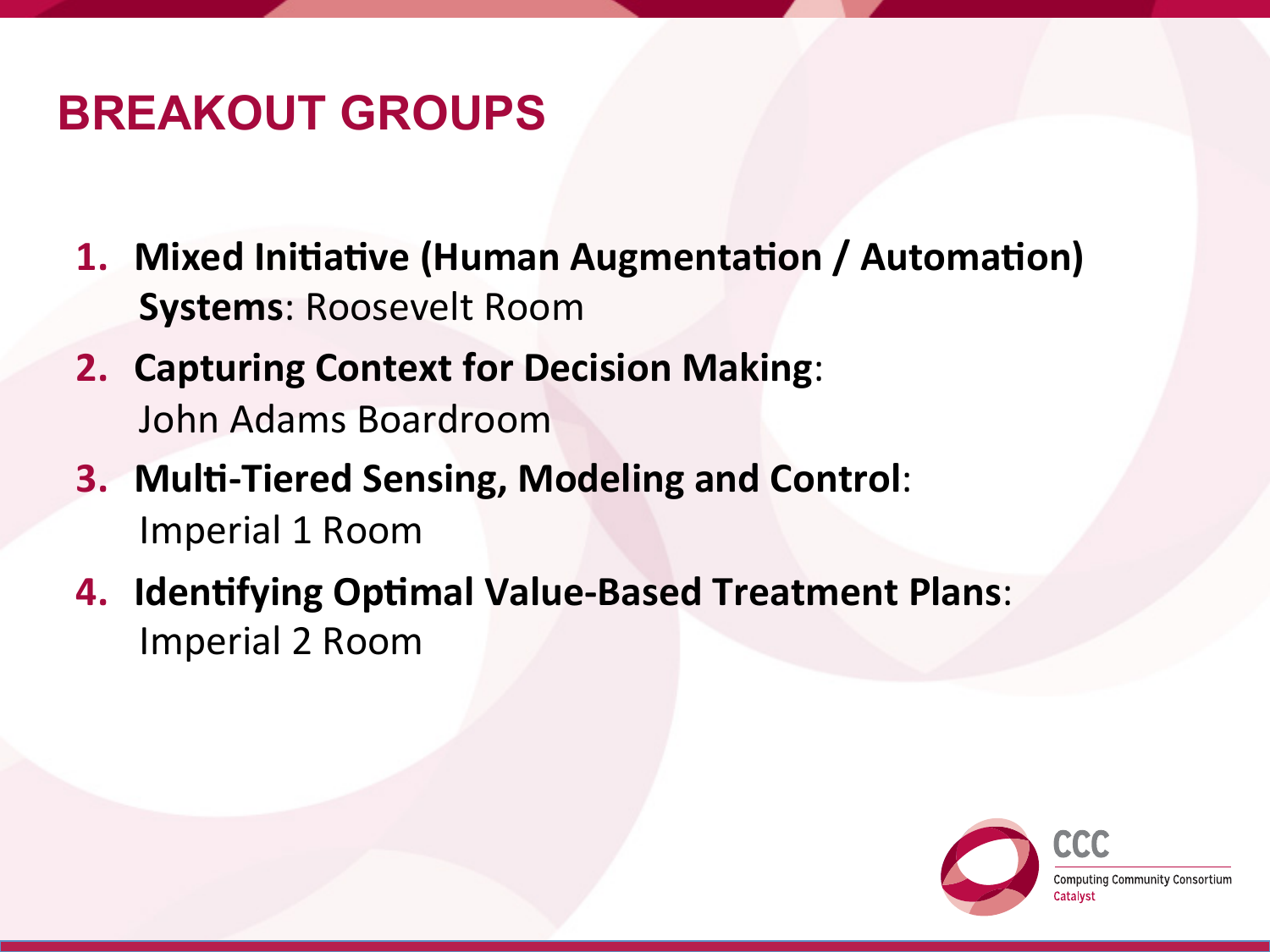# BREAKOUT GROUPS

1. **Mixed Initiative (Human Augmentation / Automation) Systems**: Roosevelt Room
2. **Capturing Context for Decision Making**: John Adams Boardroom
3. **Multi-Tiered Sensing, Modeling and Control**: Imperial 1 Room
4. **Identifying Optimal Value-Based Treatment Plans**: Imperial 2 Room

CCC
Computing Community Consortium
Catalyst